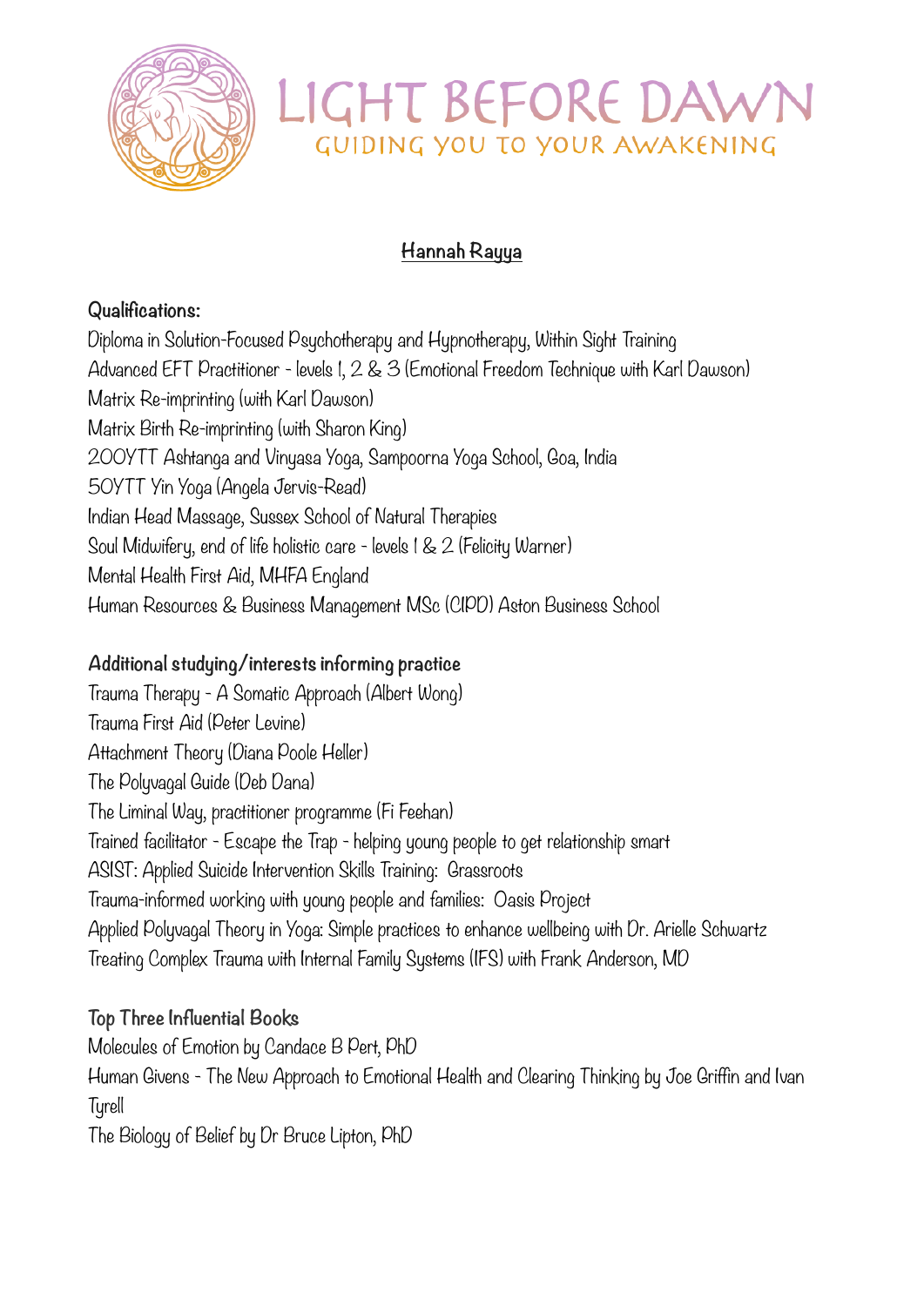# LIGHT BEFORE DAWN

GUIDING YOU TO YOUR AWAKENING

## Hannah Rayya

**Qualifications:**

Diploma in Solution-Focused Psychotherapy and Hypnotherapy, Within Sight Training
Advanced EFT Practitioner - levels 1, 2 & 3 (Emotional Freedom Technique with Karl Dawson)
Matrix Re-imprinting (with Karl Dawson)
Matrix Birth Re-imprinting (with Sharon King)
200YTT Ashtanga and Vinyasa Yoga, Sampoorna Yoga School, Goa, India
50YTT Yin Yoga (Angela Jervis-Read)
Indian Head Massage, Sussex School of Natural Therapies
Soul Midwifery, end of life holistic care - levels 1 & 2 (Felicity Warner)
Mental Health First Aid, MHFA England
Human Resources & Business Management MSc (CIPD) Aston Business School

**Additional studying/interests informing practice**

Trauma Therapy - A Somatic Approach (Albert Wong)
Trauma First Aid (Peter Levine)
Attachment Theory (Diana Poole Heller)
The Polyvagal Guide (Deb Dana)
The Liminal Way, practitioner programme (Fi Feehan)
Trained facilitator - Escape the Trap - helping young people to get relationship smart
ASIST: Applied Suicide Intervention Skills Training: Grassroots
Trauma-informed working with young people and families: Oasis Project
Applied Polyvagal Theory in Yoga: Simple practices to enhance wellbeing with Dr. Arielle Schwartz
Treating Complex Trauma with Internal Family Systems (IFS) with Frank Anderson, MD

**Top Three Influential Books**

Molecules of Emotion by Candace B Pert, PhD
Human Givens - The New Approach to Emotional Health and Clearing Thinking by Joe Griffin and Ivan Tyrell
The Biology of Belief by Dr Bruce Lipton, PhD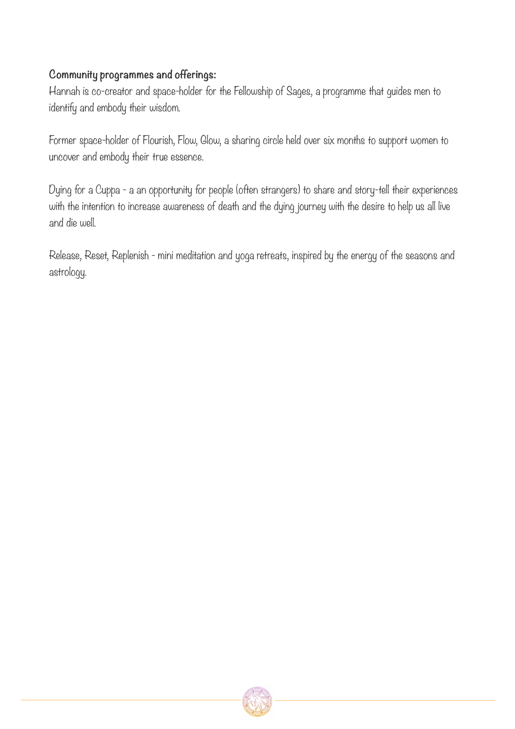**Community programmes and offerings:**

Hannah is co-creator and space-holder for the Fellowship of Sages, a programme that guides men to identify and embody their wisdom.

Former space-holder of Flourish, Flow, Glow, a sharing circle held over six months to support women to uncover and embody their true essence.

Dying for a Cuppa - a an opportunity for people (often strangers) to share and story-tell their experiences with the intention to increase awareness of death and the dying journey with the desire to help us all live and die well.

Release, Reset, Replenish - mini meditation and yoga retreats, inspired by the energy of the seasons and astrology.